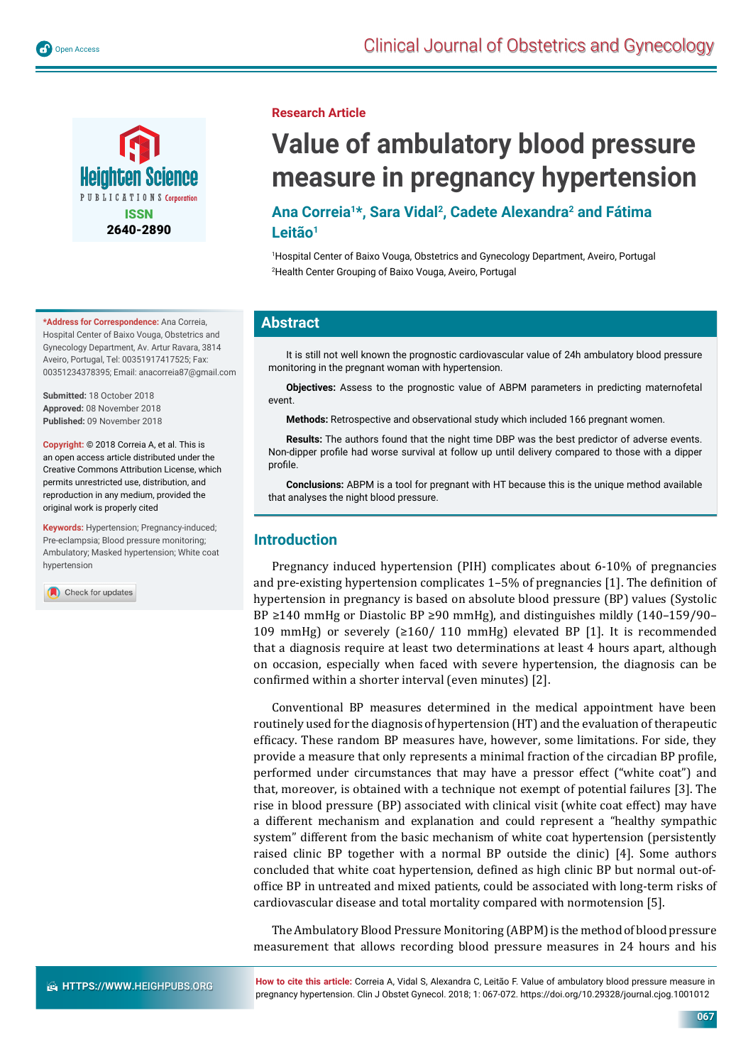Research Article

# Value of ambulatory blood pressure measure in pregnancy hypertension

**Ana Correia[1]*, Sara Vidal[2], Cadete Alexandra[2] and Fátima Leitão[1]**

[1]Hospital Center of Baixo Vouga, Obstetrics and Gynecology Department, Aveiro, Portugal
[2]Health Center Grouping of Baixo Vouga, Aveiro, Portugal

**\*Address for Correspondence:** Ana Correia, Hospital Center of Baixo Vouga, Obstetrics and Gynecology Department, Av. Artur Ravara, 3814 Aveiro, Portugal, Tel: 00351917417525; Fax: 00351234378395; Email: anacorreia87@gmail.com

**Submitted:** 18 October 2018
**Approved:** 08 November 2018
**Published:** 09 November 2018

**Copyright:** © 2018 Correia A, et al. This is an open access article distributed under the Creative Commons Attribution License, which permits unrestricted use, distribution, and reproduction in any medium, provided the original work is properly cited

**Keywords:** Hypertension; Pregnancy-induced; Pre-eclampsia; Blood pressure monitoring; Ambulatory; Masked hypertension; White coat hypertension

## Abstract

It is still not well known the prognostic cardiovascular value of 24h ambulatory blood pressure monitoring in the pregnant woman with hypertension.

**Objectives:** Assess to the prognostic value of ABPM parameters in predicting maternofetal event.

**Methods:** Retrospective and observational study which included 166 pregnant women.

**Results:** The authors found that the night time DBP was the best predictor of adverse events. Non-dipper profile had worse survival at follow up until delivery compared to those with a dipper profile.

**Conclusions:** ABPM is a tool for pregnant with HT because this is the unique method available that analyses the night blood pressure.

## Introduction

Pregnancy induced hypertension (PIH) complicates about 6-10% of pregnancies and pre-existing hypertension complicates 1–5% of pregnancies [1]. The definition of hypertension in pregnancy is based on absolute blood pressure (BP) values (Systolic BP ≥140 mmHg or Diastolic BP ≥90 mmHg), and distinguishes mildly (140–159/90–109 mmHg) or severely (≥160/ 110 mmHg) elevated BP [1]. It is recommended that a diagnosis require at least two determinations at least 4 hours apart, although on occasion, especially when faced with severe hypertension, the diagnosis can be confirmed within a shorter interval (even minutes) [2].

Conventional BP measures determined in the medical appointment have been routinely used for the diagnosis of hypertension (HT) and the evaluation of therapeutic efficacy. These random BP measures have, however, some limitations. For side, they provide a measure that only represents a minimal fraction of the circadian BP profile, performed under circumstances that may have a pressor effect ("white coat") and that, moreover, is obtained with a technique not exempt of potential failures [3]. The rise in blood pressure (BP) associated with clinical visit (white coat effect) may have a different mechanism and explanation and could represent a "healthy sympathic system" different from the basic mechanism of white coat hypertension (persistently raised clinic BP together with a normal BP outside the clinic) [4]. Some authors concluded that white coat hypertension, defined as high clinic BP but normal out-of-office BP in untreated and mixed patients, could be associated with long-term risks of cardiovascular disease and total mortality compared with normotension [5].

The Ambulatory Blood Pressure Monitoring (ABPM) is the method of blood pressure measurement that allows recording blood pressure measures in 24 hours and his

**How to cite this article:** Correia A, Vidal S, Alexandra C, Leitão F. Value of ambulatory blood pressure measure in pregnancy hypertension. Clin J Obstet Gynecol. 2018; 1: 067-072. https://doi.org/10.29328/journal.cjog.1001012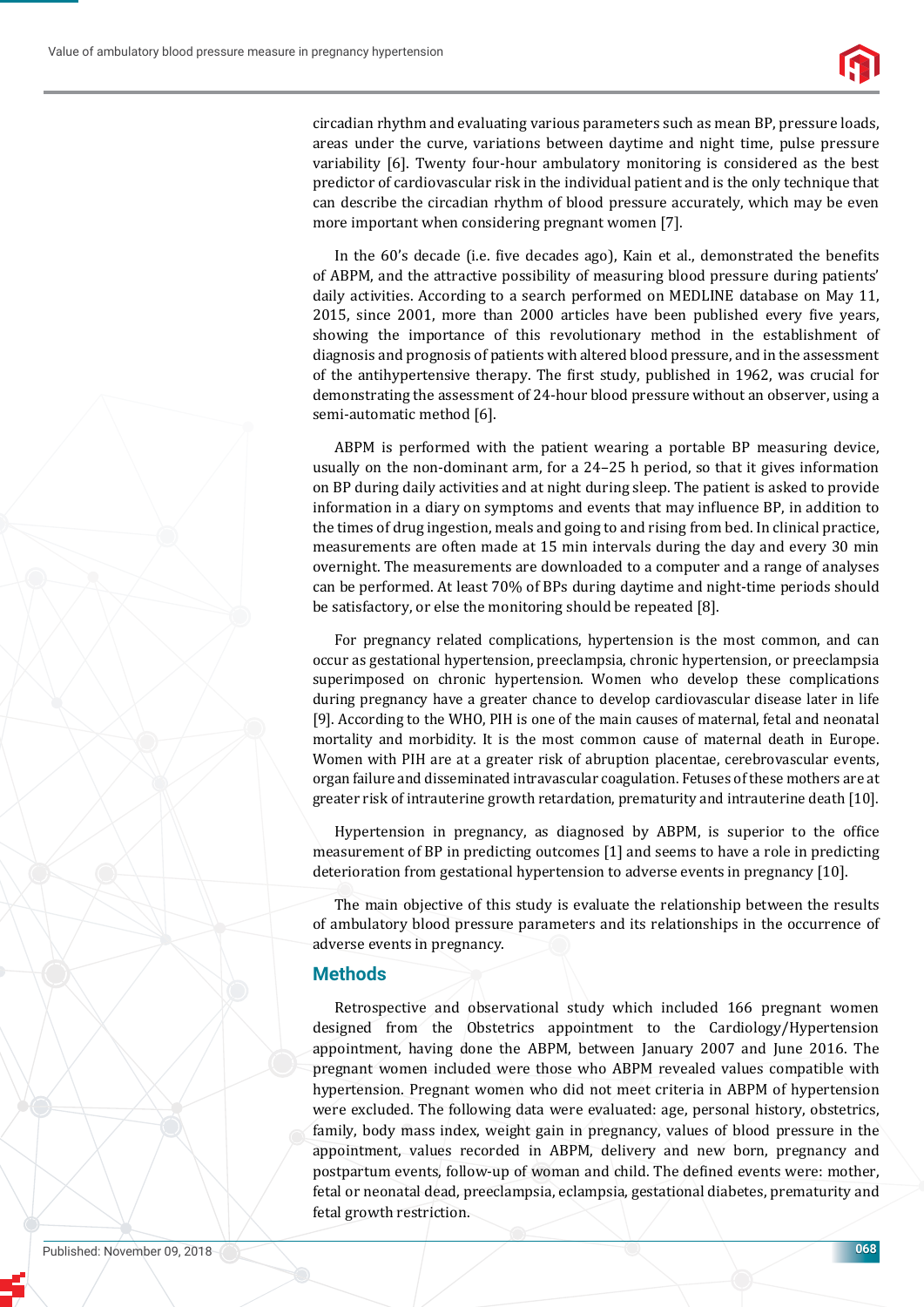circadian rhythm and evaluating various parameters such as mean BP, pressure loads, areas under the curve, variations between daytime and night time, pulse pressure variability [6]. Twenty four-hour ambulatory monitoring is considered as the best predictor of cardiovascular risk in the individual patient and is the only technique that can describe the circadian rhythm of blood pressure accurately, which may be even more important when considering pregnant women [7].

In the 60's decade (i.e. five decades ago), Kain et al., demonstrated the benefits of ABPM, and the attractive possibility of measuring blood pressure during patients' daily activities. According to a search performed on MEDLINE database on May 11, 2015, since 2001, more than 2000 articles have been published every five years, showing the importance of this revolutionary method in the establishment of diagnosis and prognosis of patients with altered blood pressure, and in the assessment of the antihypertensive therapy. The first study, published in 1962, was crucial for demonstrating the assessment of 24-hour blood pressure without an observer, using a semi-automatic method [6].

ABPM is performed with the patient wearing a portable BP measuring device, usually on the non-dominant arm, for a 24–25 h period, so that it gives information on BP during daily activities and at night during sleep. The patient is asked to provide information in a diary on symptoms and events that may influence BP, in addition to the times of drug ingestion, meals and going to and rising from bed. In clinical practice, measurements are often made at 15 min intervals during the day and every 30 min overnight. The measurements are downloaded to a computer and a range of analyses can be performed. At least 70% of BPs during daytime and night-time periods should be satisfactory, or else the monitoring should be repeated [8].

For pregnancy related complications, hypertension is the most common, and can occur as gestational hypertension, preeclampsia, chronic hypertension, or preeclampsia superimposed on chronic hypertension. Women who develop these complications during pregnancy have a greater chance to develop cardiovascular disease later in life [9]. According to the WHO, PIH is one of the main causes of maternal, fetal and neonatal mortality and morbidity. It is the most common cause of maternal death in Europe. Women with PIH are at a greater risk of abruption placentae, cerebrovascular events, organ failure and disseminated intravascular coagulation. Fetuses of these mothers are at greater risk of intrauterine growth retardation, prematurity and intrauterine death [10].

Hypertension in pregnancy, as diagnosed by ABPM, is superior to the office measurement of BP in predicting outcomes [1] and seems to have a role in predicting deterioration from gestational hypertension to adverse events in pregnancy [10].

The main objective of this study is evaluate the relationship between the results of ambulatory blood pressure parameters and its relationships in the occurrence of adverse events in pregnancy.

## Methods

Retrospective and observational study which included 166 pregnant women designed from the Obstetrics appointment to the Cardiology/Hypertension appointment, having done the ABPM, between January 2007 and June 2016. The pregnant women included were those who ABPM revealed values compatible with hypertension. Pregnant women who did not meet criteria in ABPM of hypertension were excluded. The following data were evaluated: age, personal history, obstetrics, family, body mass index, weight gain in pregnancy, values of blood pressure in the appointment, values recorded in ABPM, delivery and new born, pregnancy and postpartum events, follow-up of woman and child. The defined events were: mother, fetal or neonatal dead, preeclampsia, eclampsia, gestational diabetes, prematurity and fetal growth restriction.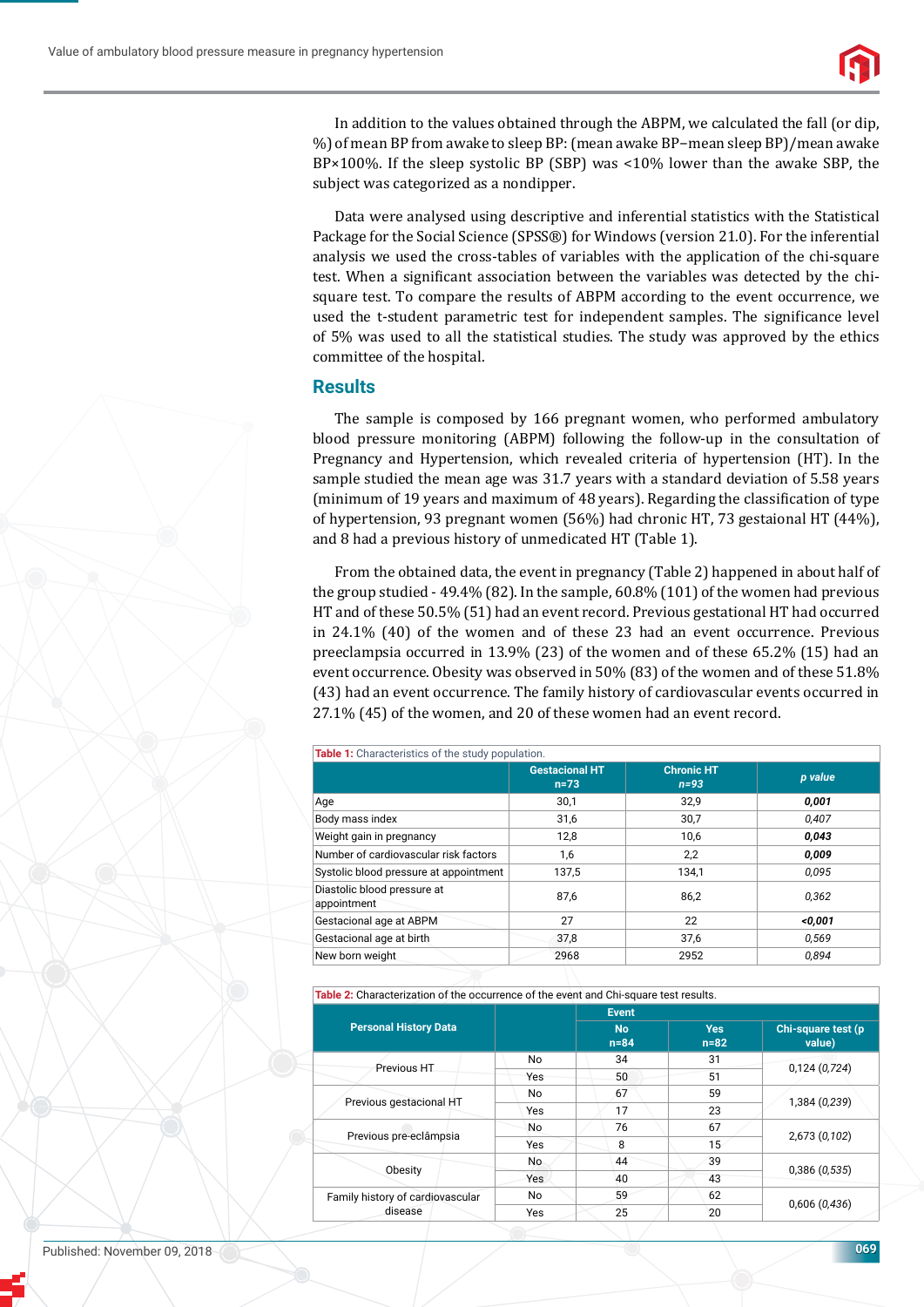In addition to the values obtained through the ABPM, we calculated the fall (or dip, %) of mean BP from awake to sleep BP: (mean awake BP–mean sleep BP)/mean awake BP×100%. If the sleep systolic BP (SBP) was <10% lower than the awake SBP, the subject was categorized as a nondipper.

Data were analysed using descriptive and inferential statistics with the Statistical Package for the Social Science (SPSS®) for Windows (version 21.0). For the inferential analysis we used the cross-tables of variables with the application of the chi-square test. When a significant association between the variables was detected by the chi-square test. To compare the results of ABPM according to the event occurrence, we used the t-student parametric test for independent samples. The significance level of 5% was used to all the statistical studies. The study was approved by the ethics committee of the hospital.

## Results

The sample is composed by 166 pregnant women, who performed ambulatory blood pressure monitoring (ABPM) following the follow-up in the consultation of Pregnancy and Hypertension, which revealed criteria of hypertension (HT). In the sample studied the mean age was 31.7 years with a standard deviation of 5.58 years (minimum of 19 years and maximum of 48 years). Regarding the classification of type of hypertension, 93 pregnant women (56%) had chronic HT, 73 gestaional HT (44%), and 8 had a previous history of unmedicated HT (Table 1).

From the obtained data, the event in pregnancy (Table 2) happened in about half of the group studied - 49.4% (82). In the sample, 60.8% (101) of the women had previous HT and of these 50.5% (51) had an event record. Previous gestational HT had occurred in 24.1% (40) of the women and of these 23 had an event occurrence. Previous preeclampsia occurred in 13.9% (23) of the women and of these 65.2% (15) had an event occurrence. Obesity was observed in 50% (83) of the women and of these 51.8% (43) had an event occurrence. The family history of cardiovascular events occurred in 27.1% (45) of the women, and 20 of these women had an event record.

**Table 1:** Characteristics of the study population.

| | Gestacional HT n=73 | Chronic HT n=93 | *p value* |
|---|---|---|---|
| Age | 30,1 | 32,9 | ***0,001*** |
| Body mass index | 31,6 | 30,7 | *0,407* |
| Weight gain in pregnancy | 12,8 | 10,6 | ***0,043*** |
| Number of cardiovascular risk factors | 1,6 | 2,2 | ***0,009*** |
| Systolic blood pressure at appointment | 137,5 | 134,1 | *0,095* |
| Diastolic blood pressure at appointment | 87,6 | 86,2 | *0,362* |
| Gestacional age at ABPM | 27 | 22 | ***<0,001*** |
| Gestacional age at birth | 37,8 | 37,6 | *0,569* |
| New born weight | 2968 | 2952 | *0,894* |

**Table 2:** Characterization of the occurrence of the event and Chi-square test results.

| Personal History Data | | Event | | Chi-square test (p value) |
|---|---|---|---|---|
| | | No n=84 | Yes n=82 | |
| Previous HT | No | 34 | 31 | 0,124 (*0,724*) |
| | Yes | 50 | 51 | |
| Previous gestacional HT | No | 67 | 59 | 1,384 (*0,239*) |
| | Yes | 17 | 23 | |
| Previous pre-eclâmpsia | No | 76 | 67 | 2,673 (*0,102*) |
| | Yes | 8 | 15 | |
| Obesity | No | 44 | 39 | 0,386 (*0,535*) |
| | Yes | 40 | 43 | |
| Family history of cardiovascular disease | No | 59 | 62 | 0,606 (*0,436*) |
| | Yes | 25 | 20 | |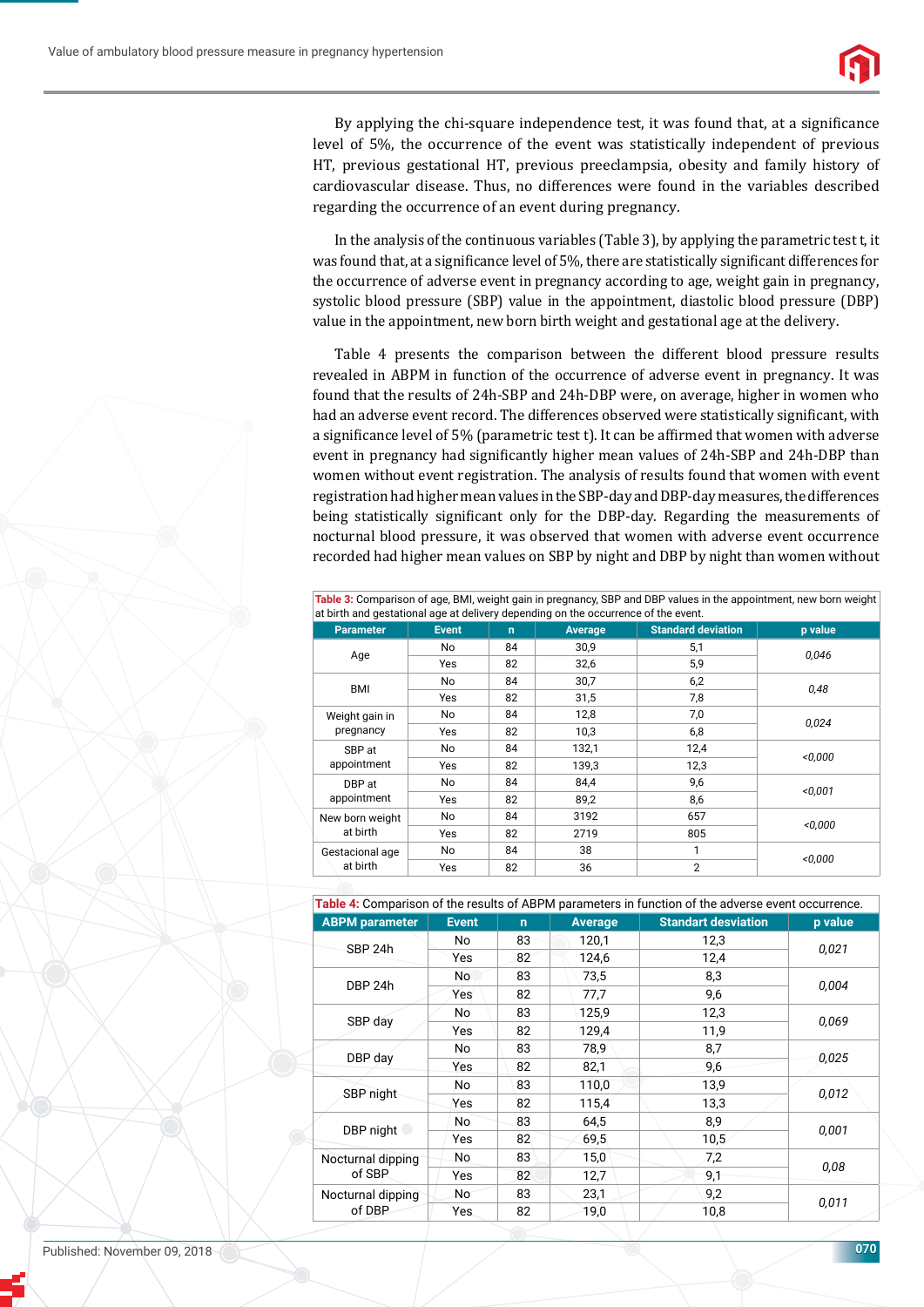By applying the chi-square independence test, it was found that, at a significance level of 5%, the occurrence of the event was statistically independent of previous HT, previous gestational HT, previous preeclampsia, obesity and family history of cardiovascular disease. Thus, no differences were found in the variables described regarding the occurrence of an event during pregnancy.

In the analysis of the continuous variables (Table 3), by applying the parametric test t, it was found that, at a significance level of 5%, there are statistically significant differences for the occurrence of adverse event in pregnancy according to age, weight gain in pregnancy, systolic blood pressure (SBP) value in the appointment, diastolic blood pressure (DBP) value in the appointment, new born birth weight and gestational age at the delivery.

Table 4 presents the comparison between the different blood pressure results revealed in ABPM in function of the occurrence of adverse event in pregnancy. It was found that the results of 24h-SBP and 24h-DBP were, on average, higher in women who had an adverse event record. The differences observed were statistically significant, with a significance level of 5% (parametric test t). It can be affirmed that women with adverse event in pregnancy had significantly higher mean values of 24h-SBP and 24h-DBP than women without event registration. The analysis of results found that women with event registration had higher mean values in the SBP-day and DBP-day measures, the differences being statistically significant only for the DBP-day. Regarding the measurements of nocturnal blood pressure, it was observed that women with adverse event occurrence recorded had higher mean values on SBP by night and DBP by night than women without

**Table 3:** Comparison of age, BMI, weight gain in pregnancy, SBP and DBP values in the appointment, new born weight at birth and gestational age at delivery depending on the occurrence of the event.

| Parameter | Event | n | Average | Standard deviation | p value |
|---|---|---|---|---|---|
| Age | No | 84 | 30,9 | 5,1 | 0,046 |
| | Yes | 82 | 32,6 | 5,9 | |
| BMI | No | 84 | 30,7 | 6,2 | 0,48 |
| | Yes | 82 | 31,5 | 7,8 | |
| Weight gain in pregnancy | No | 84 | 12,8 | 7,0 | 0,024 |
| | Yes | 82 | 10,3 | 6,8 | |
| SBP at appointment | No | 84 | 132,1 | 12,4 | <0,000 |
| | Yes | 82 | 139,3 | 12,3 | |
| DBP at appointment | No | 84 | 84,4 | 9,6 | <0,001 |
| | Yes | 82 | 89,2 | 8,6 | |
| New born weight at birth | No | 84 | 3192 | 657 | <0,000 |
| | Yes | 82 | 2719 | 805 | |
| Gestacional age at birth | No | 84 | 38 | 1 | <0,000 |
| | Yes | 82 | 36 | 2 | |

**Table 4:** Comparison of the results of ABPM parameters in function of the adverse event occurrence.

| ABPM parameter | Event | n | Average | Standart desviation | p value |
|---|---|---|---|---|---|
| SBP 24h | No | 83 | 120,1 | 12,3 | 0,021 |
| | Yes | 82 | 124,6 | 12,4 | |
| DBP 24h | No | 83 | 73,5 | 8,3 | 0,004 |
| | Yes | 82 | 77,7 | 9,6 | |
| SBP day | No | 83 | 125,9 | 12,3 | 0,069 |
| | Yes | 82 | 129,4 | 11,9 | |
| DBP day | No | 83 | 78,9 | 8,7 | 0,025 |
| | Yes | 82 | 82,1 | 9,6 | |
| SBP night | No | 83 | 110,0 | 13,9 | 0,012 |
| | Yes | 82 | 115,4 | 13,3 | |
| DBP night | No | 83 | 64,5 | 8,9 | 0,001 |
| | Yes | 82 | 69,5 | 10,5 | |
| Nocturnal dipping of SBP | No | 83 | 15,0 | 7,2 | 0,08 |
| | Yes | 82 | 12,7 | 9,1 | |
| Nocturnal dipping of DBP | No | 83 | 23,1 | 9,2 | 0,011 |
| | Yes | 82 | 19,0 | 10,8 | |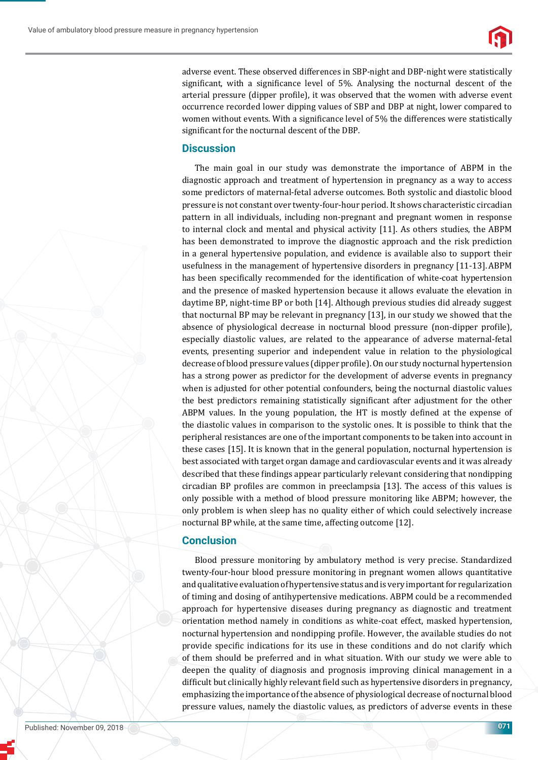adverse event. These observed differences in SBP-night and DBP-night were statistically significant, with a significance level of 5%. Analysing the nocturnal descent of the arterial pressure (dipper profile), it was observed that the women with adverse event occurrence recorded lower dipping values of SBP and DBP at night, lower compared to women without events. With a significance level of 5% the differences were statistically significant for the nocturnal descent of the DBP.

## Discussion

The main goal in our study was demonstrate the importance of ABPM in the diagnostic approach and treatment of hypertension in pregnancy as a way to access some predictors of maternal-fetal adverse outcomes. Both systolic and diastolic blood pressure is not constant over twenty-four-hour period. It shows characteristic circadian pattern in all individuals, including non-pregnant and pregnant women in response to internal clock and mental and physical activity [11]. As others studies, the ABPM has been demonstrated to improve the diagnostic approach and the risk prediction in a general hypertensive population, and evidence is available also to support their usefulness in the management of hypertensive disorders in pregnancy [11-13]. ABPM has been specifically recommended for the identification of white-coat hypertension and the presence of masked hypertension because it allows evaluate the elevation in daytime BP, night-time BP or both [14]. Although previous studies did already suggest that nocturnal BP may be relevant in pregnancy [13], in our study we showed that the absence of physiological decrease in nocturnal blood pressure (non-dipper profile), especially diastolic values, are related to the appearance of adverse maternal-fetal events, presenting superior and independent value in relation to the physiological decrease of blood pressure values (dipper profile). On our study nocturnal hypertension has a strong power as predictor for the development of adverse events in pregnancy when is adjusted for other potential confounders, being the nocturnal diastolic values the best predictors remaining statistically significant after adjustment for the other ABPM values. In the young population, the HT is mostly defined at the expense of the diastolic values in comparison to the systolic ones. It is possible to think that the peripheral resistances are one of the important components to be taken into account in these cases [15]. It is known that in the general population, nocturnal hypertension is best associated with target organ damage and cardiovascular events and it was already described that these findings appear particularly relevant considering that nondipping circadian BP profiles are common in preeclampsia [13]. The access of this values is only possible with a method of blood pressure monitoring like ABPM; however, the only problem is when sleep has no quality either of which could selectively increase nocturnal BP while, at the same time, affecting outcome [12].

## Conclusion

Blood pressure monitoring by ambulatory method is very precise. Standardized twenty-four-hour blood pressure monitoring in pregnant women allows quantitative and qualitative evaluation of hypertensive status and is very important for regularization of timing and dosing of antihypertensive medications. ABPM could be a recommended approach for hypertensive diseases during pregnancy as diagnostic and treatment orientation method namely in conditions as white-coat effect, masked hypertension, nocturnal hypertension and nondipping profile. However, the available studies do not provide specific indications for its use in these conditions and do not clarify which of them should be preferred and in what situation. With our study we were able to deepen the quality of diagnosis and prognosis improving clinical management in a difficult but clinically highly relevant field such as hypertensive disorders in pregnancy, emphasizing the importance of the absence of physiological decrease of nocturnal blood pressure values, namely the diastolic values, as predictors of adverse events in these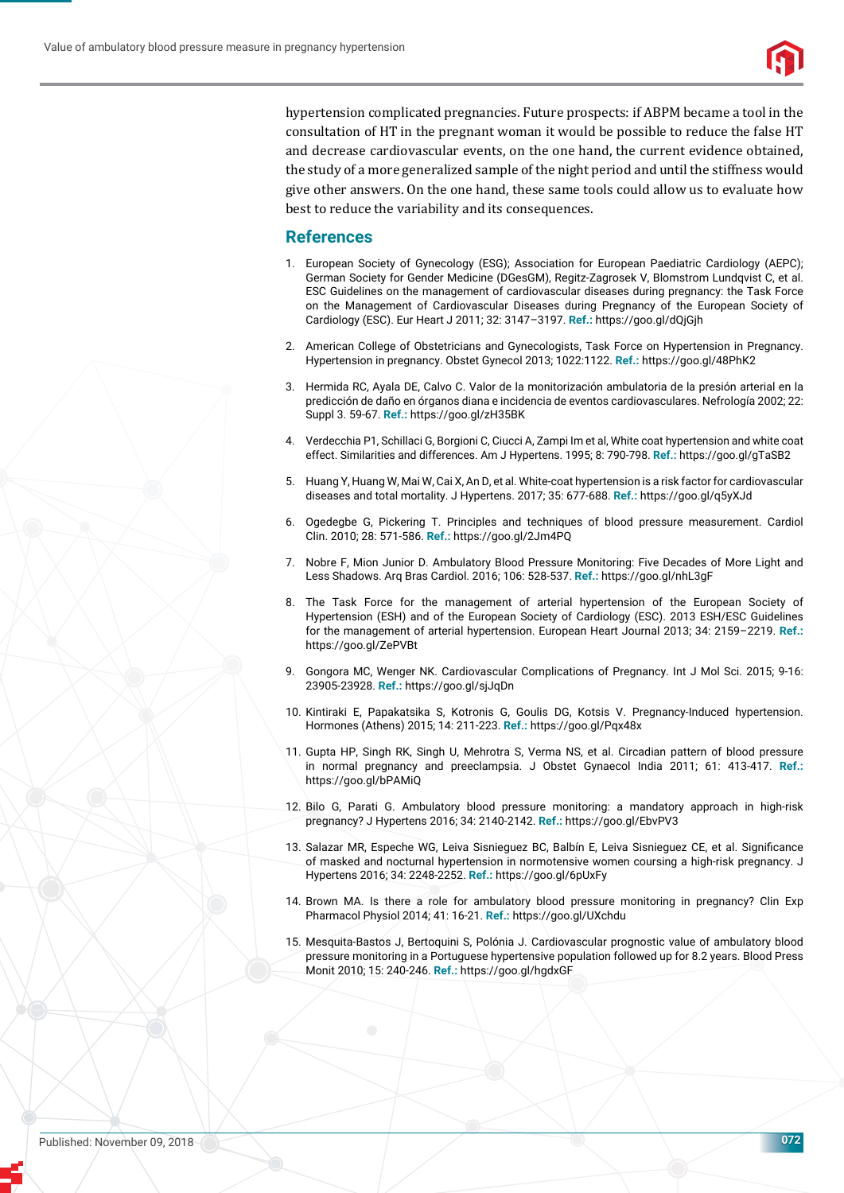hypertension complicated pregnancies. Future prospects: if ABPM became a tool in the consultation of HT in the pregnant woman it would be possible to reduce the false HT and decrease cardiovascular events, on the one hand, the current evidence obtained, the study of a more generalized sample of the night period and until the stiffness would give other answers. On the one hand, these same tools could allow us to evaluate how best to reduce the variability and its consequences.

## References

1. European Society of Gynecology (ESG); Association for European Paediatric Cardiology (AEPC); German Society for Gender Medicine (DGesGM), Regitz-Zagrosek V, Blomstrom Lundqvist C, et al. ESC Guidelines on the management of cardiovascular diseases during pregnancy: the Task Force on the Management of Cardiovascular Diseases during Pregnancy of the European Society of Cardiology (ESC). Eur Heart J 2011; 32: 3147–3197. **Ref.:** https://goo.gl/dQjGjh

2. American College of Obstetricians and Gynecologists, Task Force on Hypertension in Pregnancy. Hypertension in pregnancy. Obstet Gynecol 2013; 1022:1122. **Ref.:** https://goo.gl/48PhK2

3. Hermida RC, Ayala DE, Calvo C. Valor de la monitorización ambulatoria de la presión arterial en la predicción de daño en órganos diana e incidencia de eventos cardiovasculares. Nefrología 2002; 22: Suppl 3. 59-67. **Ref.:** https://goo.gl/zH35BK

4. Verdecchia P1, Schillaci G, Borgioni C, Ciucci A, Zampi Im et al, White coat hypertension and white coat effect. Similarities and differences. Am J Hypertens. 1995; 8: 790-798. **Ref.:** https://goo.gl/gTaSB2

5. Huang Y, Huang W, Mai W, Cai X, An D, et al. White-coat hypertension is a risk factor for cardiovascular diseases and total mortality. J Hypertens. 2017; 35: 677-688. **Ref.:** https://goo.gl/q5yXJd

6. Ogedegbe G, Pickering T. Principles and techniques of blood pressure measurement. Cardiol Clin. 2010; 28: 571-586. **Ref.:** https://goo.gl/2Jm4PQ

7. Nobre F, Mion Junior D. Ambulatory Blood Pressure Monitoring: Five Decades of More Light and Less Shadows. Arq Bras Cardiol. 2016; 106: 528-537. **Ref.:** https://goo.gl/nhL3gF

8. The Task Force for the management of arterial hypertension of the European Society of Hypertension (ESH) and of the European Society of Cardiology (ESC). 2013 ESH/ESC Guidelines for the management of arterial hypertension. European Heart Journal 2013; 34: 2159–2219. **Ref.:** https://goo.gl/ZePVBt

9. Gongora MC, Wenger NK. Cardiovascular Complications of Pregnancy. Int J Mol Sci. 2015; 9-16: 23905-23928. **Ref.:** https://goo.gl/sjJqDn

10. Kintiraki E, Papakatsika S, Kotronis G, Goulis DG, Kotsis V. Pregnancy-Induced hypertension. Hormones (Athens) 2015; 14: 211-223. **Ref.:** https://goo.gl/Pqx48x

11. Gupta HP, Singh RK, Singh U, Mehrotra S, Verma NS, et al. Circadian pattern of blood pressure in normal pregnancy and preeclampsia. J Obstet Gynaecol India 2011; 61: 413-417. **Ref.:** https://goo.gl/bPAMiQ

12. Bilo G, Parati G. Ambulatory blood pressure monitoring: a mandatory approach in high-risk pregnancy? J Hypertens 2016; 34: 2140-2142. **Ref.:** https://goo.gl/EbvPV3

13. Salazar MR, Espeche WG, Leiva Sisnieguez BC, Balbín E, Leiva Sisnieguez CE, et al. Significance of masked and nocturnal hypertension in normotensive women coursing a high-risk pregnancy. J Hypertens 2016; 34: 2248-2252. **Ref.:** https://goo.gl/6pUxFy

14. Brown MA. Is there a role for ambulatory blood pressure monitoring in pregnancy? Clin Exp Pharmacol Physiol 2014; 41: 16-21. **Ref.:** https://goo.gl/UXchdu

15. Mesquita-Bastos J, Bertoquini S, Polónia J. Cardiovascular prognostic value of ambulatory blood pressure monitoring in a Portuguese hypertensive population followed up for 8.2 years. Blood Press Monit 2010; 15: 240-246. **Ref.:** https://goo.gl/hgdxGF